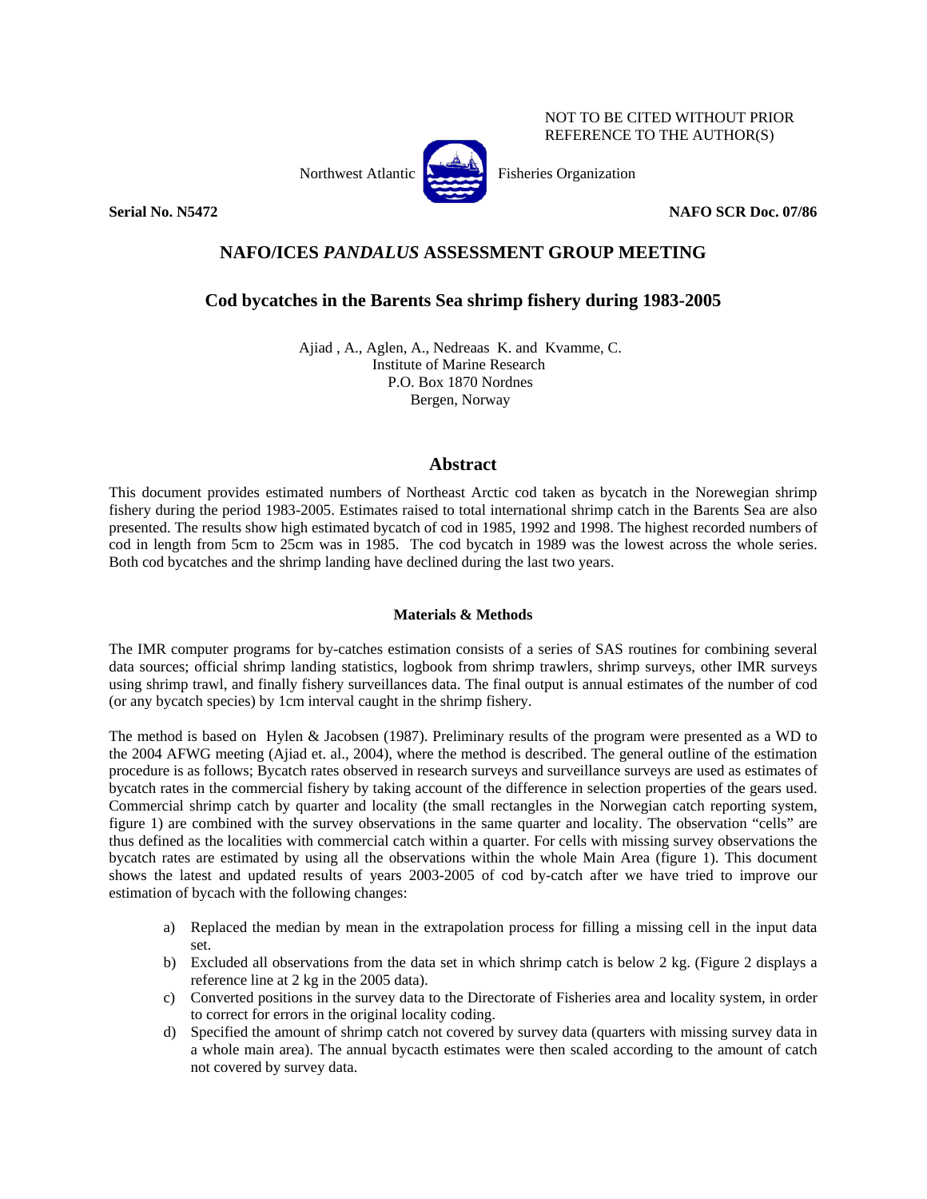NOT TO BE CITED WITHOUT PRIOR REFERENCE TO THE AUTHOR(S)

Northwest Atlantic Fisheries Organization

**Serial No. N5472** **NAFO SCR Doc. 07/86**

# NAFO/ICES *PANDALUS* ASSESSMENT GROUP MEETING

## Cod bycatches in the Barents Sea shrimp fishery during 1983-2005

Ajiad , A., Aglen, A., Nedreaas K. and Kvamme, C.
Institute of Marine Research
P.O. Box 1870 Nordnes
Bergen, Norway

## Abstract

This document provides estimated numbers of Northeast Arctic cod taken as bycatch in the Norewegian shrimp fishery during the period 1983-2005. Estimates raised to total international shrimp catch in the Barents Sea are also presented. The results show high estimated bycatch of cod in 1985, 1992 and 1998. The highest recorded numbers of cod in length from 5cm to 25cm was in 1985. The cod bycatch in 1989 was the lowest across the whole series. Both cod bycatches and the shrimp landing have declined during the last two years.

### Materials & Methods

The IMR computer programs for by-catches estimation consists of a series of SAS routines for combining several data sources; official shrimp landing statistics, logbook from shrimp trawlers, shrimp surveys, other IMR surveys using shrimp trawl, and finally fishery surveillances data. The final output is annual estimates of the number of cod (or any bycatch species) by 1cm interval caught in the shrimp fishery.

The method is based on Hylen & Jacobsen (1987). Preliminary results of the program were presented as a WD to the 2004 AFWG meeting (Ajiad et. al., 2004), where the method is described. The general outline of the estimation procedure is as follows; Bycatch rates observed in research surveys and surveillance surveys are used as estimates of bycatch rates in the commercial fishery by taking account of the difference in selection properties of the gears used. Commercial shrimp catch by quarter and locality (the small rectangles in the Norwegian catch reporting system, figure 1) are combined with the survey observations in the same quarter and locality. The observation "cells" are thus defined as the localities with commercial catch within a quarter. For cells with missing survey observations the bycatch rates are estimated by using all the observations within the whole Main Area (figure 1). This document shows the latest and updated results of years 2003-2005 of cod by-catch after we have tried to improve our estimation of bycach with the following changes:

a) Replaced the median by mean in the extrapolation process for filling a missing cell in the input data set.
b) Excluded all observations from the data set in which shrimp catch is below 2 kg. (Figure 2 displays a reference line at 2 kg in the 2005 data).
c) Converted positions in the survey data to the Directorate of Fisheries area and locality system, in order to correct for errors in the original locality coding.
d) Specified the amount of shrimp catch not covered by survey data (quarters with missing survey data in a whole main area). The annual bycacth estimates were then scaled according to the amount of catch not covered by survey data.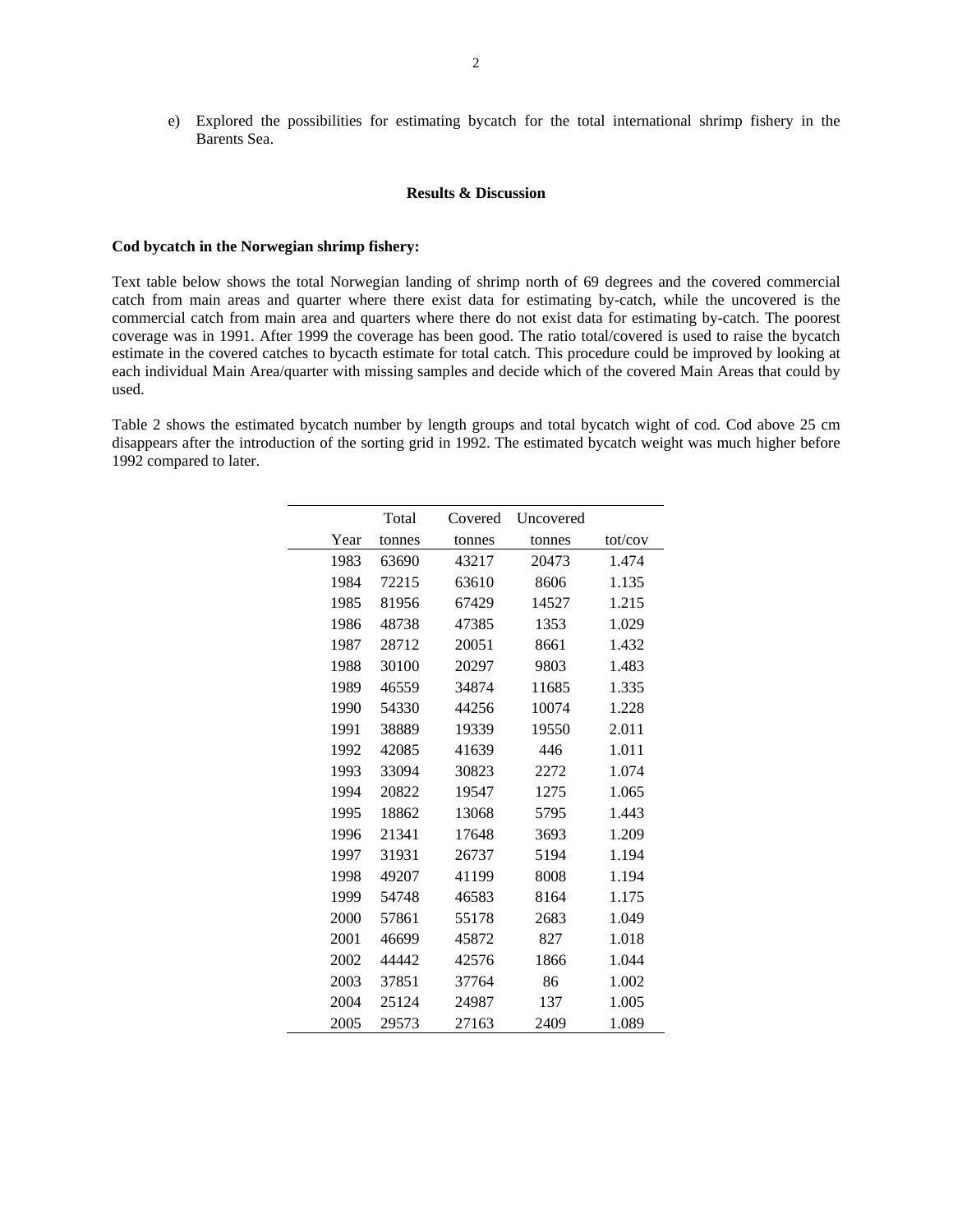e) Explored the possibilities for estimating bycatch for the total international shrimp fishery in the Barents Sea.

## Results & Discussion

### Cod bycatch in the Norwegian shrimp fishery:

Text table below shows the total Norwegian landing of shrimp north of 69 degrees and the covered commercial catch from main areas and quarter where there exist data for estimating by-catch, while the uncovered is the commercial catch from main area and quarters where there do not exist data for estimating by-catch. The poorest coverage was in 1991. After 1999 the coverage has been good. The ratio total/covered is used to raise the bycatch estimate in the covered catches to bycacth estimate for total catch. This procedure could be improved by looking at each individual Main Area/quarter with missing samples and decide which of the covered Main Areas that could by used.

Table 2 shows the estimated bycatch number by length groups and total bycatch wight of cod. Cod above 25 cm disappears after the introduction of the sorting grid in 1992. The estimated bycatch weight was much higher before 1992 compared to later.

| Year | Total tonnes | Covered tonnes | Uncovered tonnes | tot/cov |
|---|---|---|---|---|
| 1983 | 63690 | 43217 | 20473 | 1.474 |
| 1984 | 72215 | 63610 | 8606 | 1.135 |
| 1985 | 81956 | 67429 | 14527 | 1.215 |
| 1986 | 48738 | 47385 | 1353 | 1.029 |
| 1987 | 28712 | 20051 | 8661 | 1.432 |
| 1988 | 30100 | 20297 | 9803 | 1.483 |
| 1989 | 46559 | 34874 | 11685 | 1.335 |
| 1990 | 54330 | 44256 | 10074 | 1.228 |
| 1991 | 38889 | 19339 | 19550 | 2.011 |
| 1992 | 42085 | 41639 | 446 | 1.011 |
| 1993 | 33094 | 30823 | 2272 | 1.074 |
| 1994 | 20822 | 19547 | 1275 | 1.065 |
| 1995 | 18862 | 13068 | 5795 | 1.443 |
| 1996 | 21341 | 17648 | 3693 | 1.209 |
| 1997 | 31931 | 26737 | 5194 | 1.194 |
| 1998 | 49207 | 41199 | 8008 | 1.194 |
| 1999 | 54748 | 46583 | 8164 | 1.175 |
| 2000 | 57861 | 55178 | 2683 | 1.049 |
| 2001 | 46699 | 45872 | 827 | 1.018 |
| 2002 | 44442 | 42576 | 1866 | 1.044 |
| 2003 | 37851 | 37764 | 86 | 1.002 |
| 2004 | 25124 | 24987 | 137 | 1.005 |
| 2005 | 29573 | 27163 | 2409 | 1.089 |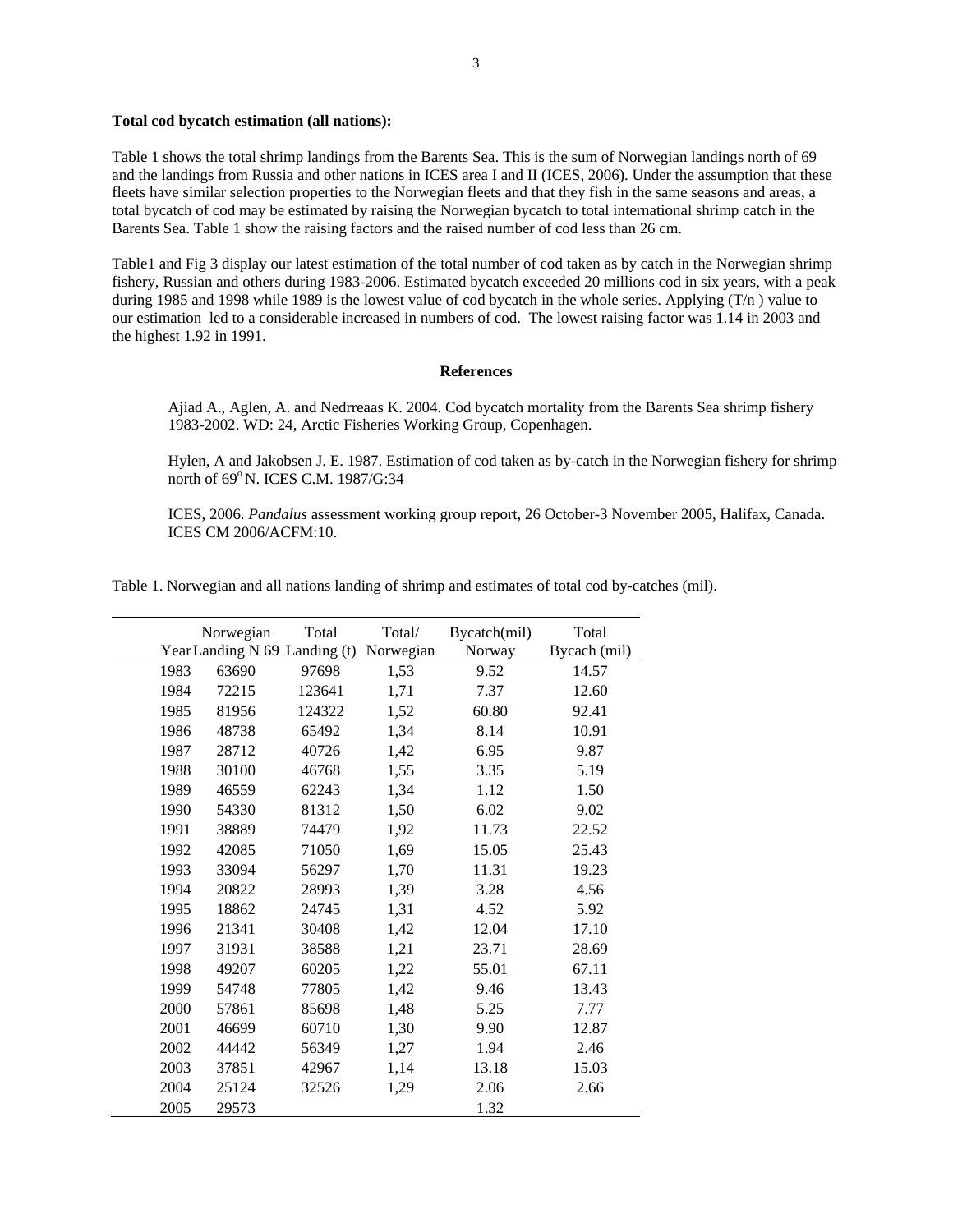**Total cod bycatch estimation (all nations):**

Table 1 shows the total shrimp landings from the Barents Sea. This is the sum of Norwegian landings north of 69 and the landings from Russia and other nations in ICES area I and II (ICES, 2006). Under the assumption that these fleets have similar selection properties to the Norwegian fleets and that they fish in the same seasons and areas, a total bycatch of cod may be estimated by raising the Norwegian bycatch to total international shrimp catch in the Barents Sea. Table 1 show the raising factors and the raised number of cod less than 26 cm.

Table1 and Fig 3 display our latest estimation of the total number of cod taken as by catch in the Norwegian shrimp fishery, Russian and others during 1983-2006. Estimated bycatch exceeded 20 millions cod in six years, with a peak during 1985 and 1998 while 1989 is the lowest value of cod bycatch in the whole series. Applying (T/n ) value to our estimation led to a considerable increased in numbers of cod. The lowest raising factor was 1.14 in 2003 and the highest 1.92 in 1991.

## References

Ajiad A., Aglen, A. and Nedrreaas K. 2004. Cod bycatch mortality from the Barents Sea shrimp fishery 1983-2002. WD: 24, Arctic Fisheries Working Group, Copenhagen.

Hylen, A and Jakobsen J. E. 1987. Estimation of cod taken as by-catch in the Norwegian fishery for shrimp north of $69^{o}$ N. ICES C.M. 1987/G:34

ICES, 2006. *Pandalus* assessment working group report, 26 October-3 November 2005, Halifax, Canada. ICES CM 2006/ACFM:10.

Table 1. Norwegian and all nations landing of shrimp and estimates of total cod by-catches (mil).

| Year | Norwegian Landing N 69 | Total Landing (t) | Total/ Norwegian | Bycatch(mil) Norway | Total Bycach (mil) |
|---|---|---|---|---|---|
| 1983 | 63690 | 97698 | 1,53 | 9.52 | 14.57 |
| 1984 | 72215 | 123641 | 1,71 | 7.37 | 12.60 |
| 1985 | 81956 | 124322 | 1,52 | 60.80 | 92.41 |
| 1986 | 48738 | 65492 | 1,34 | 8.14 | 10.91 |
| 1987 | 28712 | 40726 | 1,42 | 6.95 | 9.87 |
| 1988 | 30100 | 46768 | 1,55 | 3.35 | 5.19 |
| 1989 | 46559 | 62243 | 1,34 | 1.12 | 1.50 |
| 1990 | 54330 | 81312 | 1,50 | 6.02 | 9.02 |
| 1991 | 38889 | 74479 | 1,92 | 11.73 | 22.52 |
| 1992 | 42085 | 71050 | 1,69 | 15.05 | 25.43 |
| 1993 | 33094 | 56297 | 1,70 | 11.31 | 19.23 |
| 1994 | 20822 | 28993 | 1,39 | 3.28 | 4.56 |
| 1995 | 18862 | 24745 | 1,31 | 4.52 | 5.92 |
| 1996 | 21341 | 30408 | 1,42 | 12.04 | 17.10 |
| 1997 | 31931 | 38588 | 1,21 | 23.71 | 28.69 |
| 1998 | 49207 | 60205 | 1,22 | 55.01 | 67.11 |
| 1999 | 54748 | 77805 | 1,42 | 9.46 | 13.43 |
| 2000 | 57861 | 85698 | 1,48 | 5.25 | 7.77 |
| 2001 | 46699 | 60710 | 1,30 | 9.90 | 12.87 |
| 2002 | 44442 | 56349 | 1,27 | 1.94 | 2.46 |
| 2003 | 37851 | 42967 | 1,14 | 13.18 | 15.03 |
| 2004 | 25124 | 32526 | 1,29 | 2.06 | 2.66 |
| 2005 | 29573 | | | 1.32 | |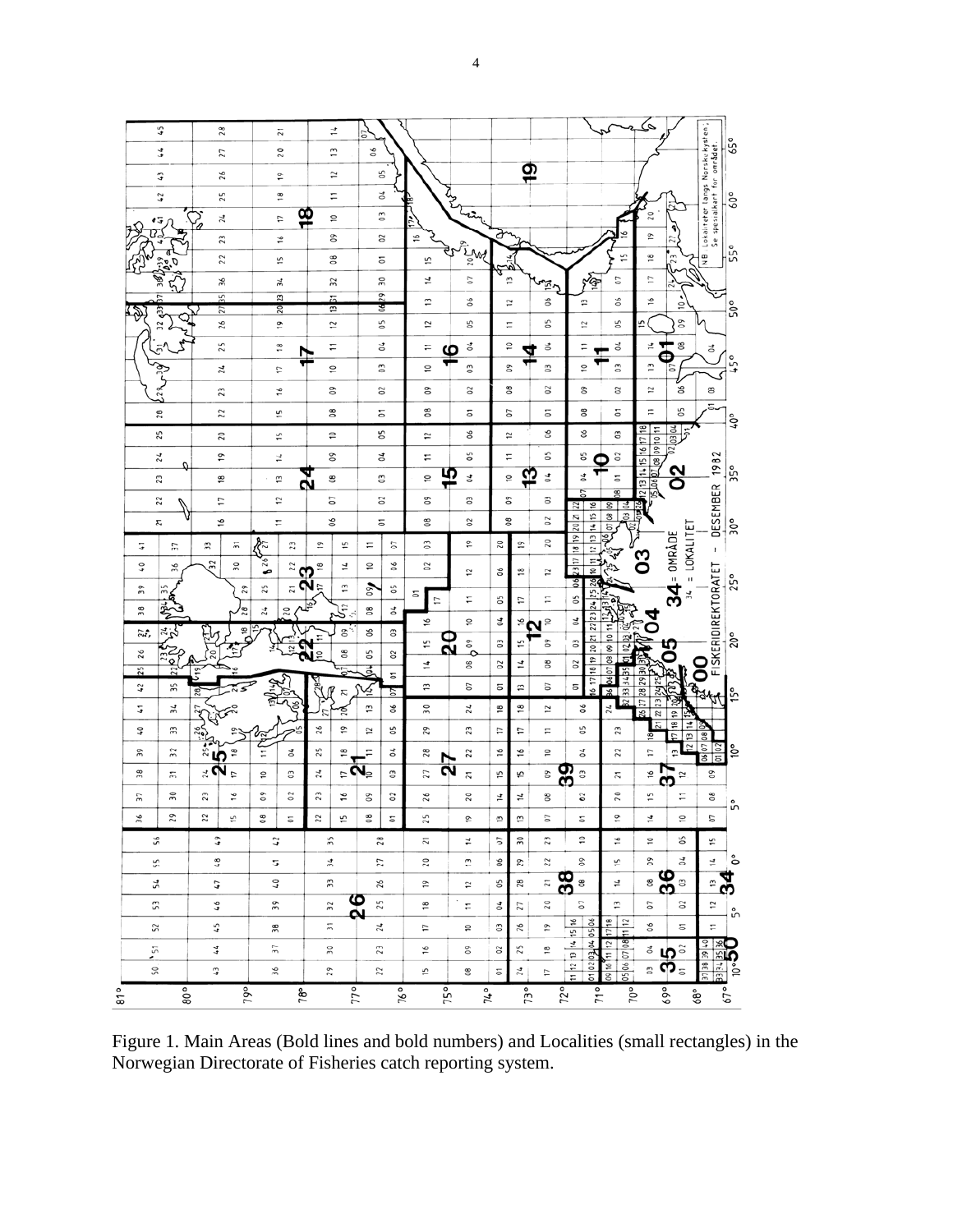Figure 1. Main Areas (Bold lines and bold numbers) and Localities (small rectangles) in the Norwegian Directorate of Fisheries catch reporting system.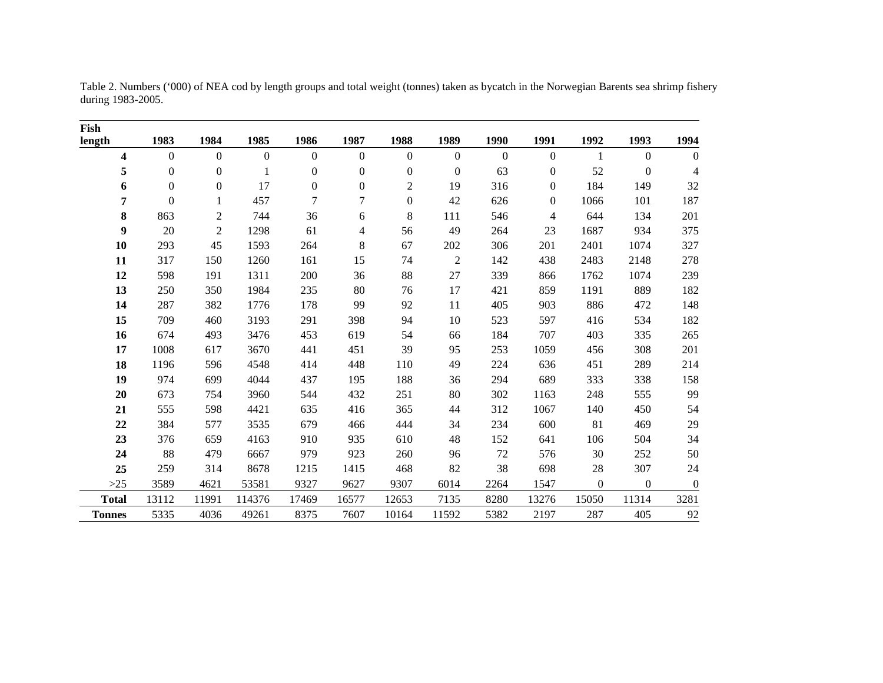Table 2. Numbers ('000) of NEA cod by length groups and total weight (tonnes) taken as bycatch in the Norwegian Barents sea shrimp fishery during 1983-2005.

| Fish length | 1983 | 1984 | 1985 | 1986 | 1987 | 1988 | 1989 | 1990 | 1991 | 1992 | 1993 | 1994 |
|---|---|---|---|---|---|---|---|---|---|---|---|---|
| **4** | 0 | 0 | 0 | 0 | 0 | 0 | 0 | 0 | 0 | 1 | 0 | 0 |
| **5** | 0 | 0 | 1 | 0 | 0 | 0 | 0 | 63 | 0 | 52 | 0 | 4 |
| **6** | 0 | 0 | 17 | 0 | 0 | 2 | 19 | 316 | 0 | 184 | 149 | 32 |
| **7** | 0 | 1 | 457 | 7 | 7 | 0 | 42 | 626 | 0 | 1066 | 101 | 187 |
| **8** | 863 | 2 | 744 | 36 | 6 | 8 | 111 | 546 | 4 | 644 | 134 | 201 |
| **9** | 20 | 2 | 1298 | 61 | 4 | 56 | 49 | 264 | 23 | 1687 | 934 | 375 |
| **10** | 293 | 45 | 1593 | 264 | 8 | 67 | 202 | 306 | 201 | 2401 | 1074 | 327 |
| **11** | 317 | 150 | 1260 | 161 | 15 | 74 | 2 | 142 | 438 | 2483 | 2148 | 278 |
| **12** | 598 | 191 | 1311 | 200 | 36 | 88 | 27 | 339 | 866 | 1762 | 1074 | 239 |
| **13** | 250 | 350 | 1984 | 235 | 80 | 76 | 17 | 421 | 859 | 1191 | 889 | 182 |
| **14** | 287 | 382 | 1776 | 178 | 99 | 92 | 11 | 405 | 903 | 886 | 472 | 148 |
| **15** | 709 | 460 | 3193 | 291 | 398 | 94 | 10 | 523 | 597 | 416 | 534 | 182 |
| **16** | 674 | 493 | 3476 | 453 | 619 | 54 | 66 | 184 | 707 | 403 | 335 | 265 |
| **17** | 1008 | 617 | 3670 | 441 | 451 | 39 | 95 | 253 | 1059 | 456 | 308 | 201 |
| **18** | 1196 | 596 | 4548 | 414 | 448 | 110 | 49 | 224 | 636 | 451 | 289 | 214 |
| **19** | 974 | 699 | 4044 | 437 | 195 | 188 | 36 | 294 | 689 | 333 | 338 | 158 |
| **20** | 673 | 754 | 3960 | 544 | 432 | 251 | 80 | 302 | 1163 | 248 | 555 | 99 |
| **21** | 555 | 598 | 4421 | 635 | 416 | 365 | 44 | 312 | 1067 | 140 | 450 | 54 |
| **22** | 384 | 577 | 3535 | 679 | 466 | 444 | 34 | 234 | 600 | 81 | 469 | 29 |
| **23** | 376 | 659 | 4163 | 910 | 935 | 610 | 48 | 152 | 641 | 106 | 504 | 34 |
| **24** | 88 | 479 | 6667 | 979 | 923 | 260 | 96 | 72 | 576 | 30 | 252 | 50 |
| **25** | 259 | 314 | 8678 | 1215 | 1415 | 468 | 82 | 38 | 698 | 28 | 307 | 24 |
| >25 | 3589 | 4621 | 53581 | 9327 | 9627 | 9307 | 6014 | 2264 | 1547 | 0 | 0 | 0 |
| **Total** | 13112 | 11991 | 114376 | 17469 | 16577 | 12653 | 7135 | 8280 | 13276 | 15050 | 11314 | 3281 |
| **Tonnes** | 5335 | 4036 | 49261 | 8375 | 7607 | 10164 | 11592 | 5382 | 2197 | 287 | 405 | 92 |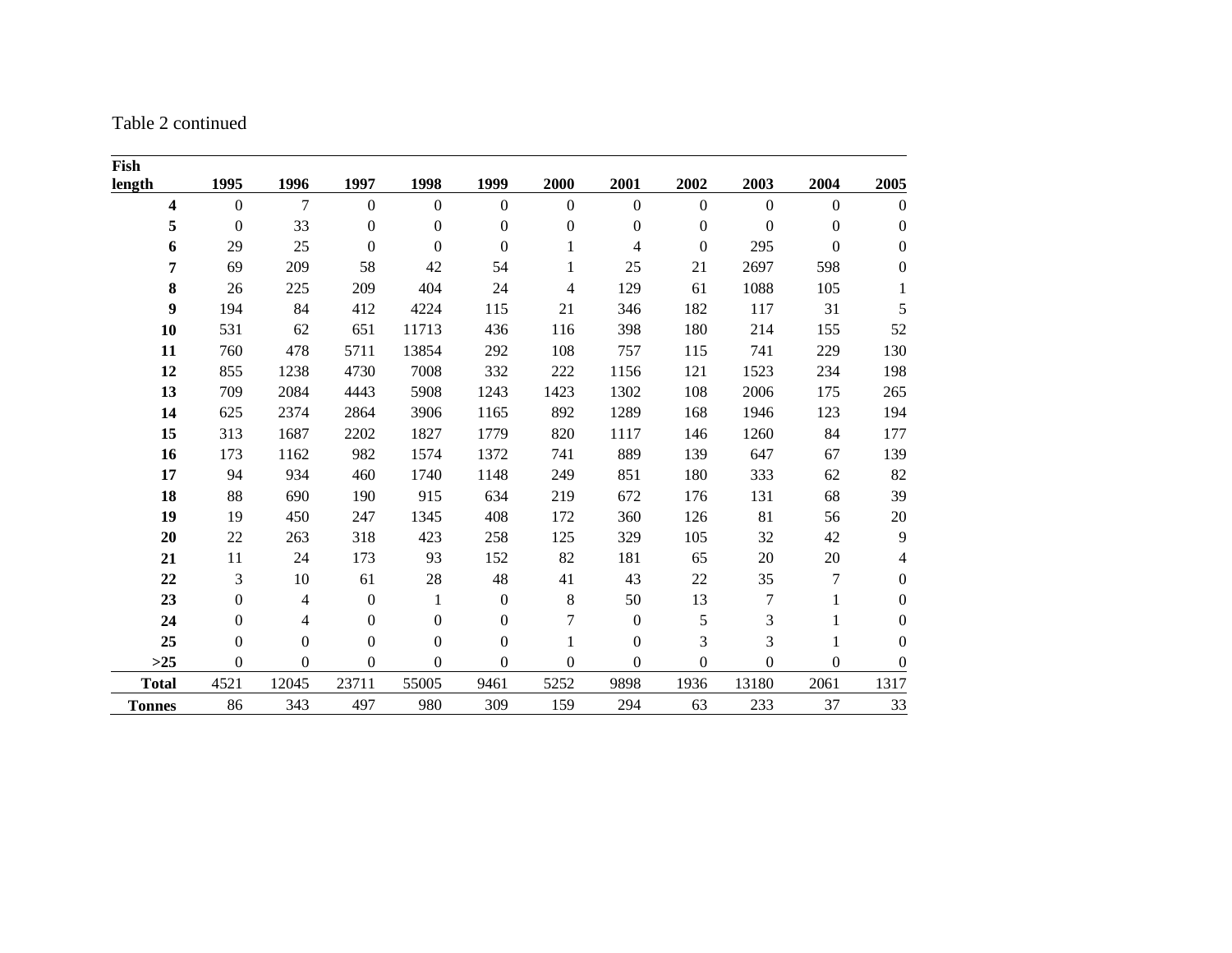Table 2 continued

| Fish length | 1995 | 1996 | 1997 | 1998 | 1999 | 2000 | 2001 | 2002 | 2003 | 2004 | 2005 |
|---|---|---|---|---|---|---|---|---|---|---|---|
| **4** | 0 | 7 | 0 | 0 | 0 | 0 | 0 | 0 | 0 | 0 | 0 |
| **5** | 0 | 33 | 0 | 0 | 0 | 0 | 0 | 0 | 0 | 0 | 0 |
| **6** | 29 | 25 | 0 | 0 | 0 | 1 | 4 | 0 | 295 | 0 | 0 |
| **7** | 69 | 209 | 58 | 42 | 54 | 1 | 25 | 21 | 2697 | 598 | 0 |
| **8** | 26 | 225 | 209 | 404 | 24 | 4 | 129 | 61 | 1088 | 105 | 1 |
| **9** | 194 | 84 | 412 | 4224 | 115 | 21 | 346 | 182 | 117 | 31 | 5 |
| **10** | 531 | 62 | 651 | 11713 | 436 | 116 | 398 | 180 | 214 | 155 | 52 |
| **11** | 760 | 478 | 5711 | 13854 | 292 | 108 | 757 | 115 | 741 | 229 | 130 |
| **12** | 855 | 1238 | 4730 | 7008 | 332 | 222 | 1156 | 121 | 1523 | 234 | 198 |
| **13** | 709 | 2084 | 4443 | 5908 | 1243 | 1423 | 1302 | 108 | 2006 | 175 | 265 |
| **14** | 625 | 2374 | 2864 | 3906 | 1165 | 892 | 1289 | 168 | 1946 | 123 | 194 |
| **15** | 313 | 1687 | 2202 | 1827 | 1779 | 820 | 1117 | 146 | 1260 | 84 | 177 |
| **16** | 173 | 1162 | 982 | 1574 | 1372 | 741 | 889 | 139 | 647 | 67 | 139 |
| **17** | 94 | 934 | 460 | 1740 | 1148 | 249 | 851 | 180 | 333 | 62 | 82 |
| **18** | 88 | 690 | 190 | 915 | 634 | 219 | 672 | 176 | 131 | 68 | 39 |
| **19** | 19 | 450 | 247 | 1345 | 408 | 172 | 360 | 126 | 81 | 56 | 20 |
| **20** | 22 | 263 | 318 | 423 | 258 | 125 | 329 | 105 | 32 | 42 | 9 |
| **21** | 11 | 24 | 173 | 93 | 152 | 82 | 181 | 65 | 20 | 20 | 4 |
| **22** | 3 | 10 | 61 | 28 | 48 | 41 | 43 | 22 | 35 | 7 | 0 |
| **23** | 0 | 4 | 0 | 1 | 0 | 8 | 50 | 13 | 7 | 1 | 0 |
| **24** | 0 | 4 | 0 | 0 | 0 | 7 | 0 | 5 | 3 | 1 | 0 |
| **25** | 0 | 0 | 0 | 0 | 0 | 1 | 0 | 3 | 3 | 1 | 0 |
| **>25** | 0 | 0 | 0 | 0 | 0 | 0 | 0 | 0 | 0 | 0 | 0 |
| **Total** | 4521 | 12045 | 23711 | 55005 | 9461 | 5252 | 9898 | 1936 | 13180 | 2061 | 1317 |
| **Tonnes** | 86 | 343 | 497 | 980 | 309 | 159 | 294 | 63 | 233 | 37 | 33 |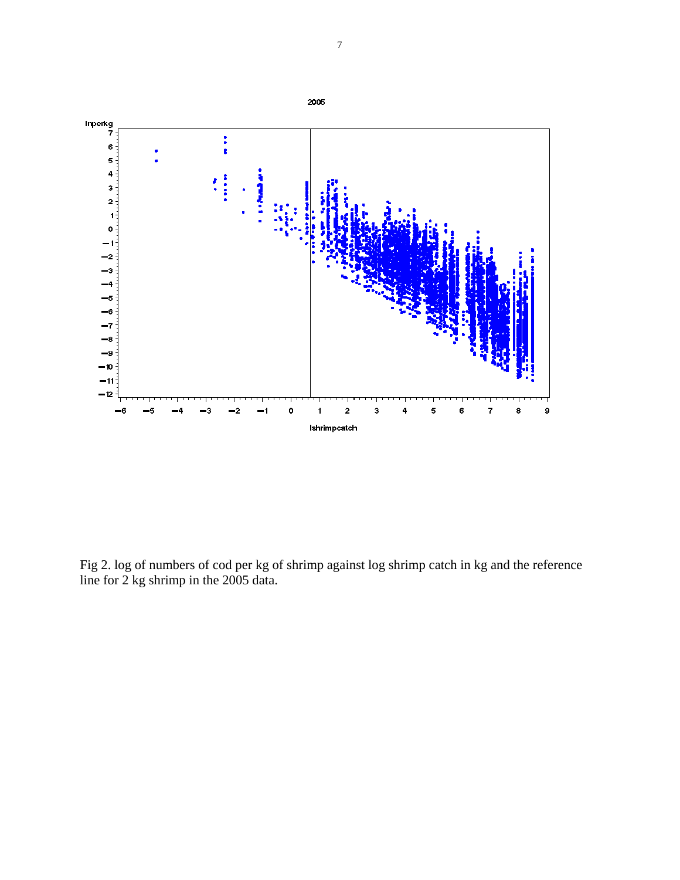Fig 2. log of numbers of cod per kg of shrimp against log shrimp catch in kg and the reference line for 2 kg shrimp in the 2005 data.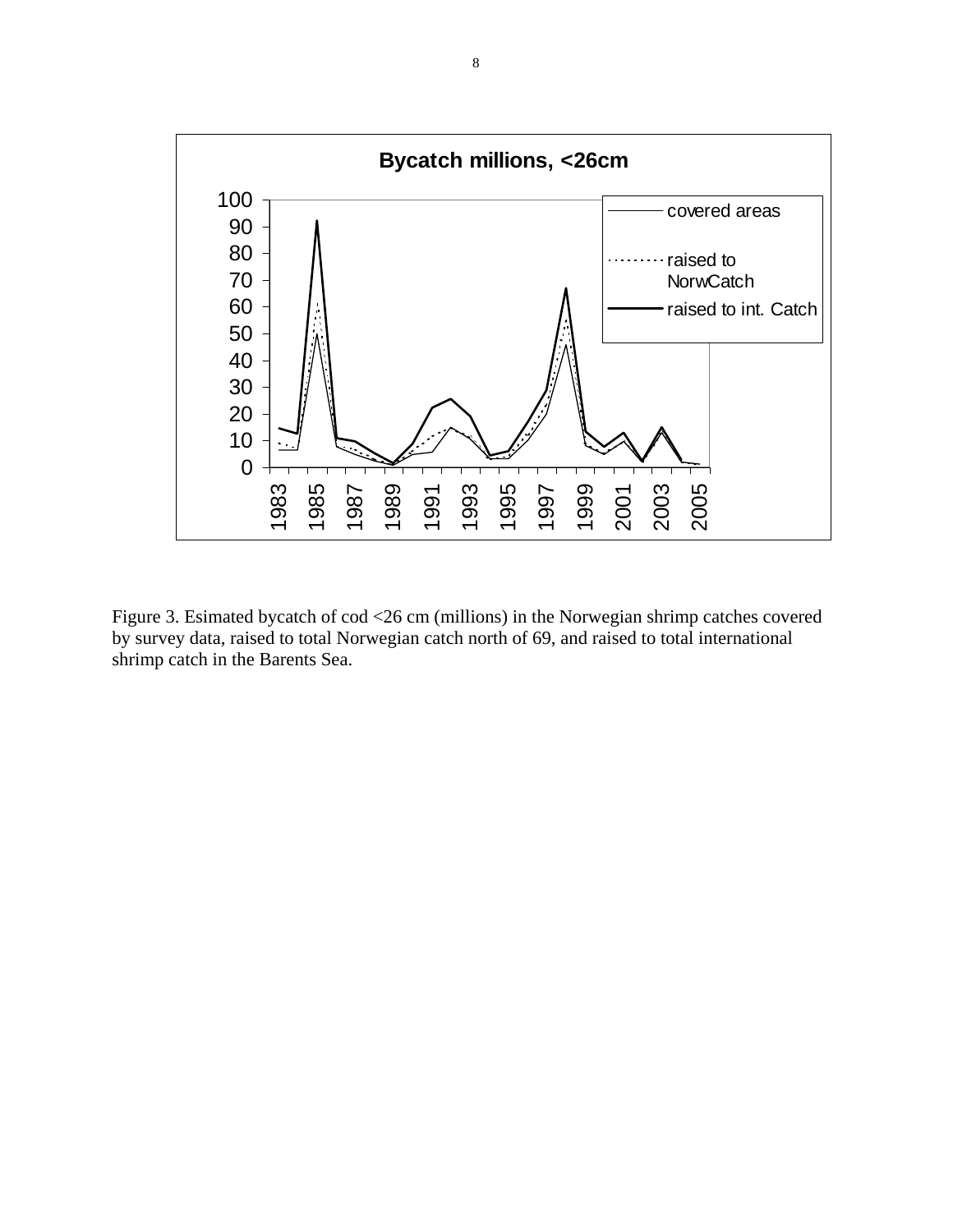Bycatch millions, <26cm

100
90
80
70
60
50
40
30
20
10
0

1983
1985
1987
1989
1991
1993
1995
1997
1999
2001
2003
2005

covered areas
raised to NorwCatch
raised to int. Catch

Figure 3. Esimated bycatch of cod <26 cm (millions) in the Norwegian shrimp catches covered by survey data, raised to total Norwegian catch north of 69, and raised to total international shrimp catch in the Barents Sea.